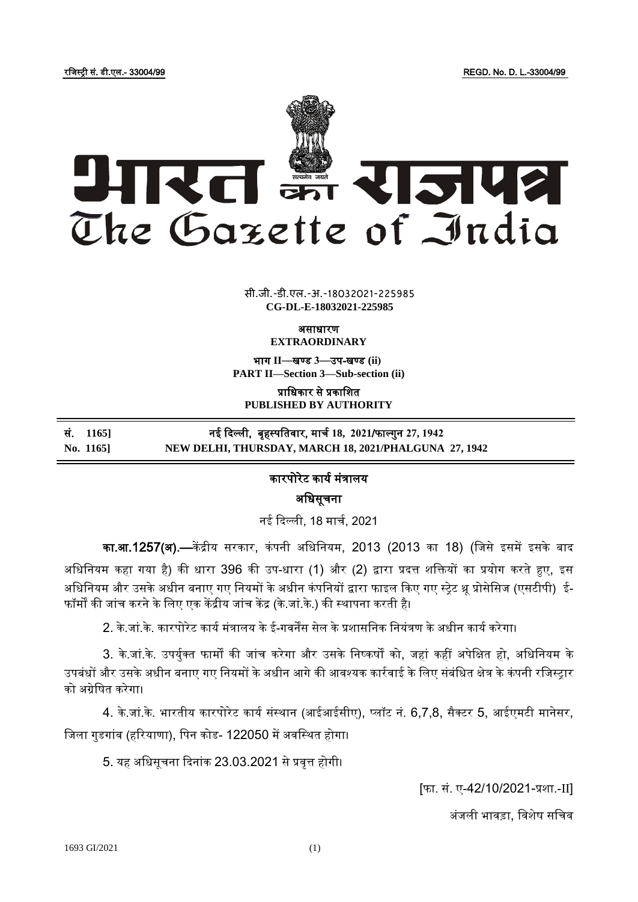रजिस्ट्री सं. डी.एल.- 33004/99 REGD. No. D. L.-33004/99

# भारत का राजपत्र
# The Gazette of India

सी.जी.-डी.एल.-अ.-18032021-225985
**CG-DL-E-18032021-225985**

असाधारण
**EXTRAORDINARY**

भाग II—खण्ड 3—उप-खण्ड (ii)
**PART II—Section 3—Sub-section (ii)**

प्राधिकार से प्रकाशित
**PUBLISHED BY AUTHORITY**

| | |
|---|---|
| **सं. 1165]** | **नई दिल्ली, बृहस्पतिवार, मार्च 18, 2021/फाल्गुन 27, 1942** |
| **No. 1165]** | **NEW DELHI, THURSDAY, MARCH 18, 2021/PHALGUNA 27, 1942** |

## कारपोरेट कार्य मंत्रालय

## अधिसूचना

नई दिल्ली, 18 मार्च, 2021

**का.आ.1257(अ).—**केंद्रीय सरकार, कंपनी अधिनियम, 2013 (2013 का 18) (जिसे इसमें इसके बाद अधिनियम कहा गया है) की धारा 396 की उप-धारा (1) और (2) द्वारा प्रदत्त शक्तियों का प्रयोग करते हुए, इस अधिनियम और उसके अधीन बनाए गए नियमों के अधीन कंपनियों द्वारा फाइल किए गए स्ट्रेट थ्रू प्रोसेसिज (एसटीपी) ई-फॉर्मों की जांच करने के लिए एक केंद्रीय जांच केंद्र (के.जां.के.) की स्थापना करती है।

2. के.जां.के. कारपोरेट कार्य मंत्रालय के ई-गवर्नेंस सेल के प्रशासनिक नियंत्रण के अधीन कार्य करेगा।

3. के.जां.के. उपर्युक्त फार्मों की जांच करेगा और उसके निष्कर्षों को, जहां कहीं अपेक्षित हो, अधिनियम के उपबंधों और उसके अधीन बनाए गए नियमों के अधीन आगे की आवश्यक कार्रवाई के लिए संबंधित क्षेत्र के कंपनी रजिस्ट्रार को अग्रेषित करेगा।

4. के.जां.के. भारतीय कारपोरेट कार्य संस्थान (आईआईसीए), प्लॉट नं. 6,7,8, सैक्टर 5, आईएमटी मानेसर, जिला गुडगांव (हरियाणा), पिन कोड- 122050 में अवस्थित होगा।

5. यह अधिसूचना दिनांक 23.03.2021 से प्रवृत्त होगी।

[फा. सं. ए-42/10/2021-प्रशा.-II]

अंजली भावड़ा, विशेष सचिव

1693 GI/2021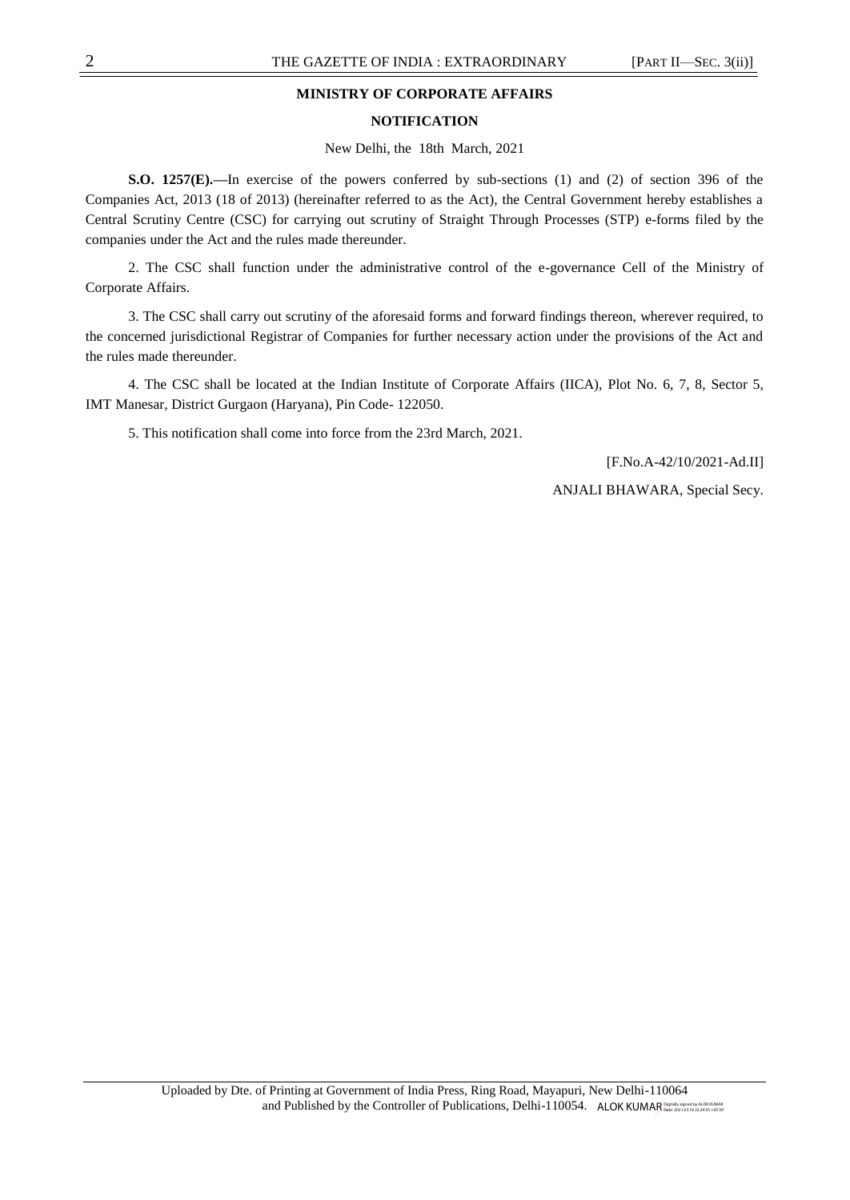**MINISTRY OF CORPORATE AFFAIRS**

**NOTIFICATION**

New Delhi, the 18th March, 2021

**S.O. 1257(E).—**In exercise of the powers conferred by sub-sections (1) and (2) of section 396 of the Companies Act, 2013 (18 of 2013) (hereinafter referred to as the Act), the Central Government hereby establishes a Central Scrutiny Centre (CSC) for carrying out scrutiny of Straight Through Processes (STP) e-forms filed by the companies under the Act and the rules made thereunder.

2. The CSC shall function under the administrative control of the e-governance Cell of the Ministry of Corporate Affairs.

3. The CSC shall carry out scrutiny of the aforesaid forms and forward findings thereon, wherever required, to the concerned jurisdictional Registrar of Companies for further necessary action under the provisions of the Act and the rules made thereunder.

4. The CSC shall be located at the Indian Institute of Corporate Affairs (IICA), Plot No. 6, 7, 8, Sector 5, IMT Manesar, District Gurgaon (Haryana), Pin Code- 122050.

5. This notification shall come into force from the 23rd March, 2021.

[F.No.A-42/10/2021-Ad.II]

ANJALI BHAWARA, Special Secy.

Uploaded by Dte. of Printing at Government of India Press, Ring Road, Mayapuri, New Delhi-110064 and Published by the Controller of Publications, Delhi-110054. ALOK KUMAR